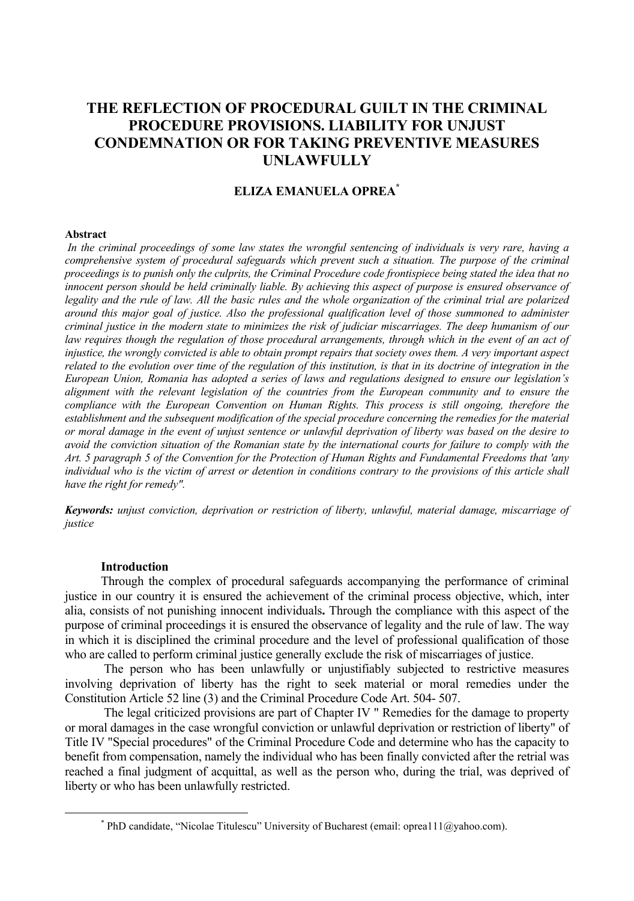# THE REFLECTION OF PROCEDURAL GUILT IN THE CRIMINAL PROCEDURE PROVISIONS. LIABILITY FOR UNJUST CONDEMNATION OR FOR TAKING PREVENTIVE MEASURES UNLAWFULLY

**ELIZA EMANUELA OPREA[*]**

**Abstract**

*In the criminal proceedings of some law states the wrongful sentencing of individuals is very rare, having a comprehensive system of procedural safeguards which prevent such a situation. The purpose of the criminal proceedings is to punish only the culprits, the Criminal Procedure code frontispiece being stated the idea that no innocent person should be held criminally liable. By achieving this aspect of purpose is ensured observance of legality and the rule of law. All the basic rules and the whole organization of the criminal trial are polarized around this major goal of justice. Also the professional qualification level of those summoned to administer criminal justice in the modern state to minimizes the risk of judiciar miscarriages. The deep humanism of our law requires though the regulation of those procedural arrangements, through which in the event of an act of injustice, the wrongly convicted is able to obtain prompt repairs that society owes them. A very important aspect related to the evolution over time of the regulation of this institution, is that in its doctrine of integration in the European Union, Romania has adopted a series of laws and regulations designed to ensure our legislation's alignment with the relevant legislation of the countries from the European community and to ensure the compliance with the European Convention on Human Rights. This process is still ongoing, therefore the establishment and the subsequent modification of the special procedure concerning the remedies for the material or moral damage in the event of unjust sentence or unlawful deprivation of liberty was based on the desire to avoid the conviction situation of the Romanian state by the international courts for failure to comply with the Art. 5 paragraph 5 of the Convention for the Protection of Human Rights and Fundamental Freedoms that 'any individual who is the victim of arrest or detention in conditions contrary to the provisions of this article shall have the right for remedy".*

***Keywords:*** *unjust conviction, deprivation or restriction of liberty, unlawful, material damage, miscarriage of justice*

## Introduction

Through the complex of procedural safeguards accompanying the performance of criminal justice in our country it is ensured the achievement of the criminal process objective, which, inter alia, consists of not punishing innocent individuals**.** Through the compliance with this aspect of the purpose of criminal proceedings it is ensured the observance of legality and the rule of law. The way in which it is disciplined the criminal procedure and the level of professional qualification of those who are called to perform criminal justice generally exclude the risk of miscarriages of justice.

The person who has been unlawfully or unjustifiably subjected to restrictive measures involving deprivation of liberty has the right to seek material or moral remedies under the Constitution Article 52 line (3) and the Criminal Procedure Code Art. 504- 507.

The legal criticized provisions are part of Chapter IV " Remedies for the damage to property or moral damages in the case wrongful conviction or unlawful deprivation or restriction of liberty" of Title IV "Special procedures" of the Criminal Procedure Code and determine who has the capacity to benefit from compensation, namely the individual who has been finally convicted after the retrial was reached a final judgment of acquittal, as well as the person who, during the trial, was deprived of liberty or who has been unlawfully restricted.

[*] PhD candidate, "Nicolae Titulescu" University of Bucharest (email: oprea111@yahoo.com).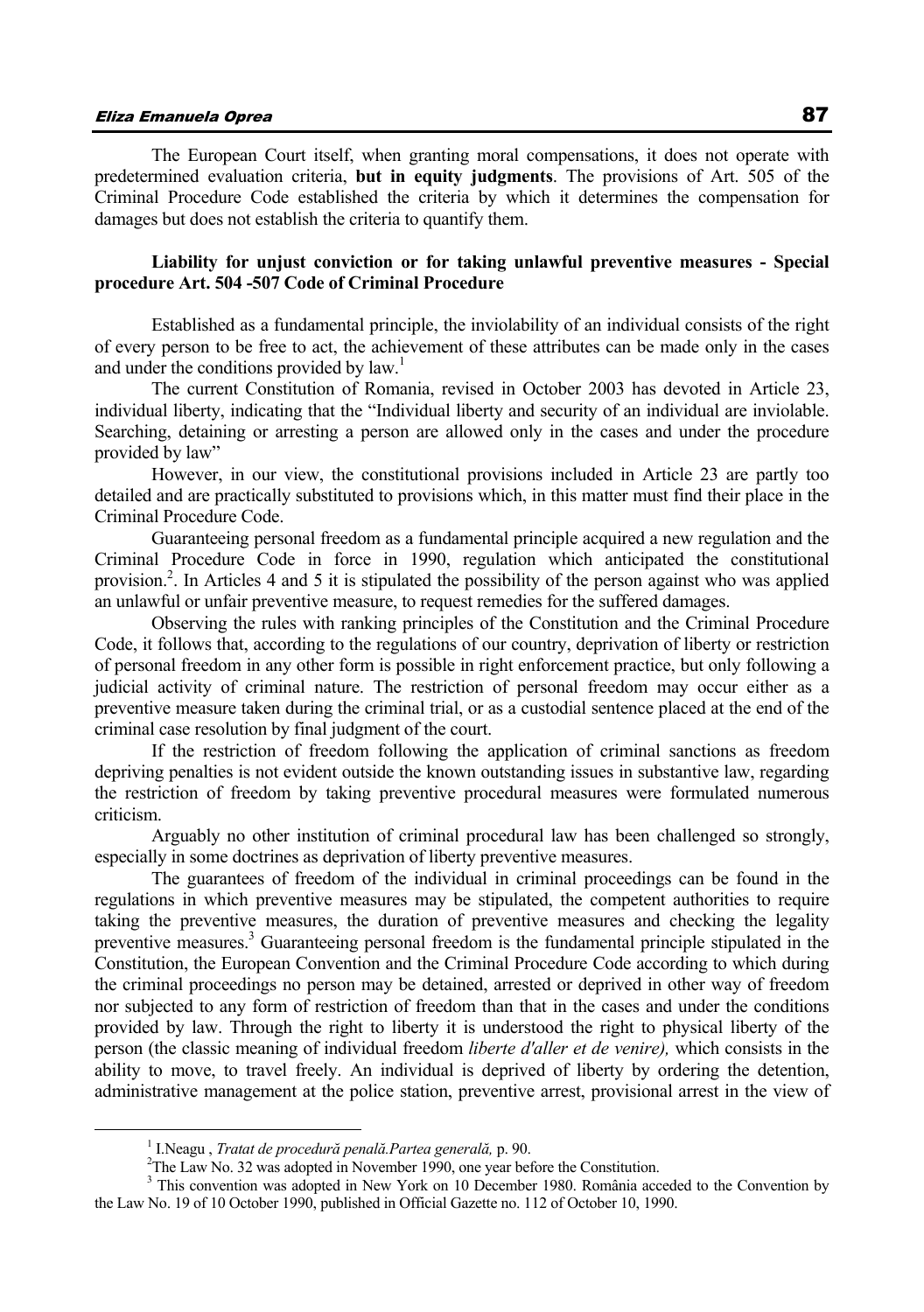The European Court itself, when granting moral compensations, it does not operate with predetermined evaluation criteria, **but in equity judgments**. The provisions of Art. 505 of the Criminal Procedure Code established the criteria by which it determines the compensation for damages but does not establish the criteria to quantify them.

**Liability for unjust conviction or for taking unlawful preventive measures - Special procedure Art. 504 -507 Code of Criminal Procedure**

Established as a fundamental principle, the inviolability of an individual consists of the right of every person to be free to act, the achievement of these attributes can be made only in the cases and under the conditions provided by law.[1]

The current Constitution of Romania, revised in October 2003 has devoted in Article 23, individual liberty, indicating that the "Individual liberty and security of an individual are inviolable. Searching, detaining or arresting a person are allowed only in the cases and under the procedure provided by law"

However, in our view, the constitutional provisions included in Article 23 are partly too detailed and are practically substituted to provisions which, in this matter must find their place in the Criminal Procedure Code.

Guaranteeing personal freedom as a fundamental principle acquired a new regulation and the Criminal Procedure Code in force in 1990, regulation which anticipated the constitutional provision.[2]. In Articles 4 and 5 it is stipulated the possibility of the person against who was applied an unlawful or unfair preventive measure, to request remedies for the suffered damages.

Observing the rules with ranking principles of the Constitution and the Criminal Procedure Code, it follows that, according to the regulations of our country, deprivation of liberty or restriction of personal freedom in any other form is possible in right enforcement practice, but only following a judicial activity of criminal nature. The restriction of personal freedom may occur either as a preventive measure taken during the criminal trial, or as a custodial sentence placed at the end of the criminal case resolution by final judgment of the court.

If the restriction of freedom following the application of criminal sanctions as freedom depriving penalties is not evident outside the known outstanding issues in substantive law, regarding the restriction of freedom by taking preventive procedural measures were formulated numerous criticism.

Arguably no other institution of criminal procedural law has been challenged so strongly, especially in some doctrines as deprivation of liberty preventive measures.

The guarantees of freedom of the individual in criminal proceedings can be found in the regulations in which preventive measures may be stipulated, the competent authorities to require taking the preventive measures, the duration of preventive measures and checking the legality preventive measures.[3] Guaranteeing personal freedom is the fundamental principle stipulated in the Constitution, the European Convention and the Criminal Procedure Code according to which during the criminal proceedings no person may be detained, arrested or deprived in other way of freedom nor subjected to any form of restriction of freedom than that in the cases and under the conditions provided by law. Through the right to liberty it is understood the right to physical liberty of the person (the classic meaning of individual freedom *liberte d'aller et de venire),* which consists in the ability to move, to travel freely. An individual is deprived of liberty by ordering the detention, administrative management at the police station, preventive arrest, provisional arrest in the view of

---

[1] I.Neagu , *Tratat de procedură penală.Partea generală,* p. 90.

[2] The Law No. 32 was adopted in November 1990, one year before the Constitution.

[3] This convention was adopted in New York on 10 December 1980. România acceded to the Convention by the Law No. 19 of 10 October 1990, published in Official Gazette no. 112 of October 10, 1990.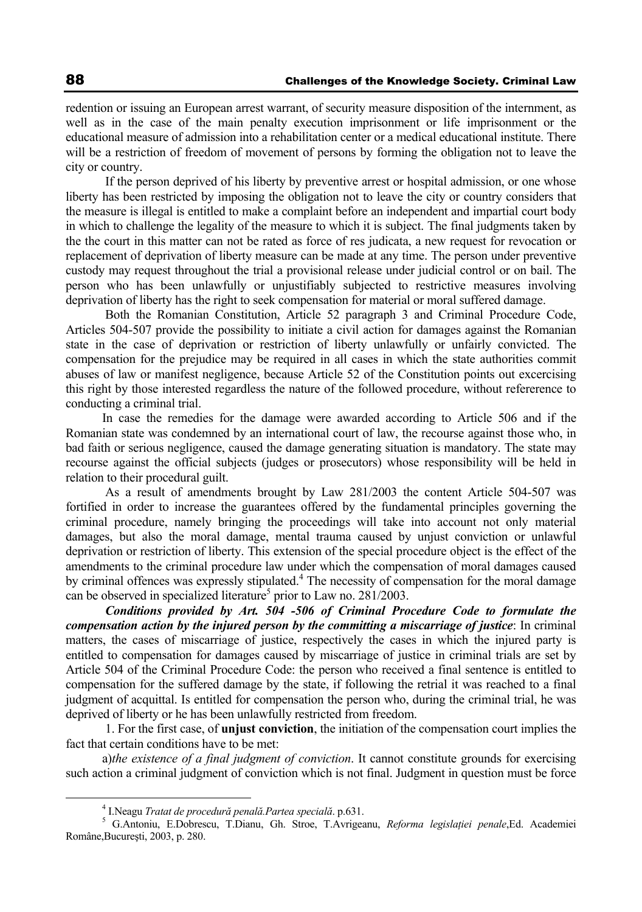redention or issuing an European arrest warrant, of security measure disposition of the internment, as well as in the case of the main penalty execution imprisonment or life imprisonment or the educational measure of admission into a rehabilitation center or a medical educational institute. There will be a restriction of freedom of movement of persons by forming the obligation not to leave the city or country.

If the person deprived of his liberty by preventive arrest or hospital admission, or one whose liberty has been restricted by imposing the obligation not to leave the city or country considers that the measure is illegal is entitled to make a complaint before an independent and impartial court body in which to challenge the legality of the measure to which it is subject. The final judgments taken by the the court in this matter can not be rated as force of res judicata, a new request for revocation or replacement of deprivation of liberty measure can be made at any time. The person under preventive custody may request throughout the trial a provisional release under judicial control or on bail. The person who has been unlawfully or unjustifiably subjected to restrictive measures involving deprivation of liberty has the right to seek compensation for material or moral suffered damage.

Both the Romanian Constitution, Article 52 paragraph 3 and Criminal Procedure Code, Articles 504-507 provide the possibility to initiate a civil action for damages against the Romanian state in the case of deprivation or restriction of liberty unlawfully or unfairly convicted. The compensation for the prejudice may be required in all cases in which the state authorities commit abuses of law or manifest negligence, because Article 52 of the Constitution points out excercising this right by those interested regardless the nature of the followed procedure, without refererence to conducting a criminal trial.

In case the remedies for the damage were awarded according to Article 506 and if the Romanian state was condemned by an international court of law, the recourse against those who, in bad faith or serious negligence, caused the damage generating situation is mandatory. The state may recourse against the official subjects (judges or prosecutors) whose responsibility will be held in relation to their procedural guilt.

As a result of amendments brought by Law 281/2003 the content Article 504-507 was fortified in order to increase the guarantees offered by the fundamental principles governing the criminal procedure, namely bringing the proceedings will take into account not only material damages, but also the moral damage, mental trauma caused by unjust conviction or unlawful deprivation or restriction of liberty. This extension of the special procedure object is the effect of the amendments to the criminal procedure law under which the compensation of moral damages caused by criminal offences was expressly stipulated.[4] The necessity of compensation for the moral damage can be observed in specialized literature[5] prior to Law no. 281/2003.

***Conditions provided by Art. 504 -506 of Criminal Procedure Code to formulate the compensation action by the injured person by the committing a miscarriage of justice***: In criminal matters, the cases of miscarriage of justice, respectively the cases in which the injured party is entitled to compensation for damages caused by miscarriage of justice in criminal trials are set by Article 504 of the Criminal Procedure Code: the person who received a final sentence is entitled to compensation for the suffered damage by the state, if following the retrial it was reached to a final judgment of acquittal. Is entitled for compensation the person who, during the criminal trial, he was deprived of liberty or he has been unlawfully restricted from freedom.

1. For the first case, of **unjust conviction**, the initiation of the compensation court implies the fact that certain conditions have to be met:

a)*the existence of a final judgment of conviction*. It cannot constitute grounds for exercising such action a criminal judgment of conviction which is not final. Judgment in question must be force

---

[4] I.Neagu *Tratat de procedură penală.Partea specială*. p.631.

[5] G.Antoniu, E.Dobrescu, T.Dianu, Gh. Stroe, T.Avrigeanu, *Reforma legislației penale*,Ed. Academiei Române,București, 2003, p. 280.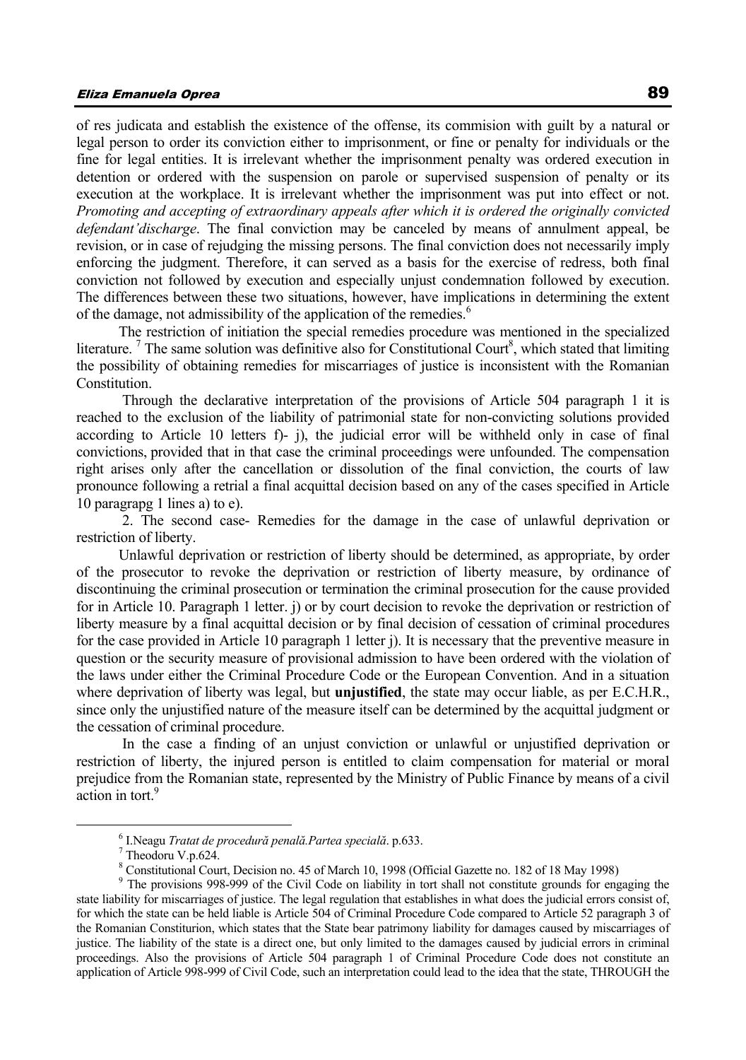of res judicata and establish the existence of the offense, its commision with guilt by a natural or legal person to order its conviction either to imprisonment, or fine or penalty for individuals or the fine for legal entities. It is irrelevant whether the imprisonment penalty was ordered execution in detention or ordered with the suspension on parole or supervised suspension of penalty or its execution at the workplace. It is irrelevant whether the imprisonment was put into effect or not. *Promoting and accepting of extraordinary appeals after which it is ordered the originally convicted defendant'discharge*. The final conviction may be canceled by means of annulment appeal, be revision, or in case of rejudging the missing persons. The final conviction does not necessarily imply enforcing the judgment. Therefore, it can served as a basis for the exercise of redress, both final conviction not followed by execution and especially unjust condemnation followed by execution. The differences between these two situations, however, have implications in determining the extent of the damage, not admissibility of the application of the remedies.[6]

The restriction of initiation the special remedies procedure was mentioned in the specialized literature. [7] The same solution was definitive also for Constitutional Court[8], which stated that limiting the possibility of obtaining remedies for miscarriages of justice is inconsistent with the Romanian Constitution.

Through the declarative interpretation of the provisions of Article 504 paragraph 1 it is reached to the exclusion of the liability of patrimonial state for non-convicting solutions provided according to Article 10 letters f)- j), the judicial error will be withheld only in case of final convictions, provided that in that case the criminal proceedings were unfounded. The compensation right arises only after the cancellation or dissolution of the final conviction, the courts of law pronounce following a retrial a final acquittal decision based on any of the cases specified in Article 10 paragrapg 1 lines a) to e).

2. The second case- Remedies for the damage in the case of unlawful deprivation or restriction of liberty.

Unlawful deprivation or restriction of liberty should be determined, as appropriate, by order of the prosecutor to revoke the deprivation or restriction of liberty measure, by ordinance of discontinuing the criminal prosecution or termination the criminal prosecution for the cause provided for in Article 10. Paragraph 1 letter. j) or by court decision to revoke the deprivation or restriction of liberty measure by a final acquittal decision or by final decision of cessation of criminal procedures for the case provided in Article 10 paragraph 1 letter j). It is necessary that the preventive measure in question or the security measure of provisional admission to have been ordered with the violation of the laws under either the Criminal Procedure Code or the European Convention. And in a situation where deprivation of liberty was legal, but **unjustified**, the state may occur liable, as per E.C.H.R., since only the unjustified nature of the measure itself can be determined by the acquittal judgment or the cessation of criminal procedure.

In the case a finding of an unjust conviction or unlawful or unjustified deprivation or restriction of liberty, the injured person is entitled to claim compensation for material or moral prejudice from the Romanian state, represented by the Ministry of Public Finance by means of a civil action in tort.[9]

---

[6] I.Neagu *Tratat de procedură penală.Partea specială*. p.633.

[7] Theodoru V.p.624.

[8] Constitutional Court, Decision no. 45 of March 10, 1998 (Official Gazette no. 182 of 18 May 1998)

[9] The provisions 998-999 of the Civil Code on liability in tort shall not constitute grounds for engaging the state liability for miscarriages of justice. The legal regulation that establishes in what does the judicial errors consist of, for which the state can be held liable is Article 504 of Criminal Procedure Code compared to Article 52 paragraph 3 of the Romanian Constiturion, which states that the State bear patrimony liability for damages caused by miscarriages of justice. The liability of the state is a direct one, but only limited to the damages caused by judicial errors in criminal proceedings. Also the provisions of Article 504 paragraph 1 of Criminal Procedure Code does not constitute an application of Article 998-999 of Civil Code, such an interpretation could lead to the idea that the state, THROUGH the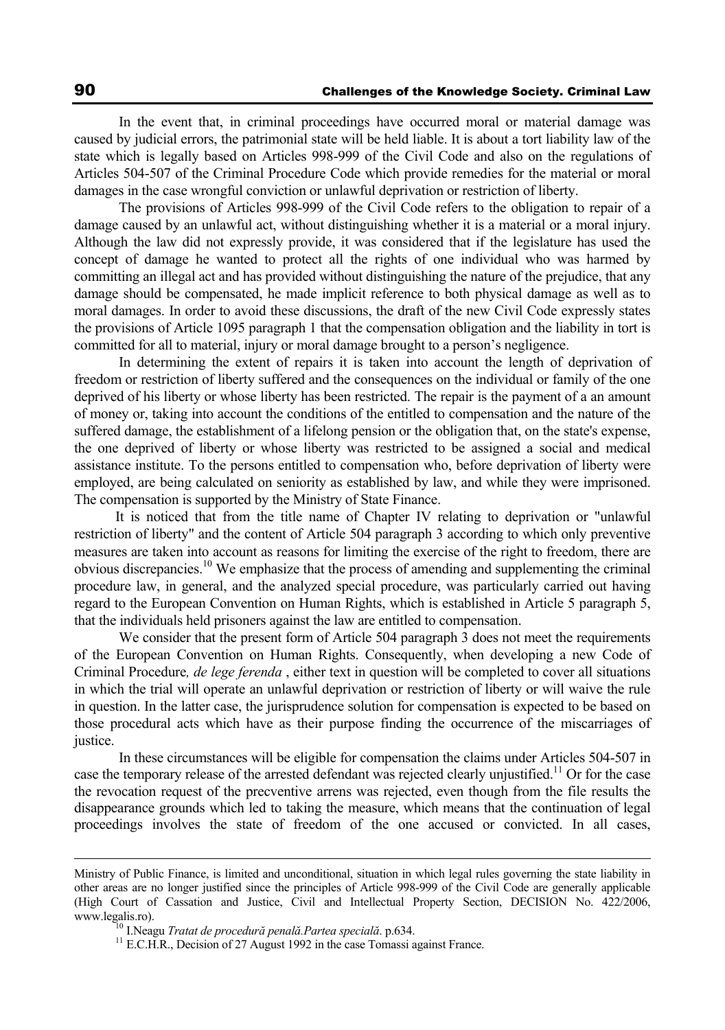In the event that, in criminal proceedings have occurred moral or material damage was caused by judicial errors, the patrimonial state will be held liable. It is about a tort liability law of the state which is legally based on Articles 998-999 of the Civil Code and also on the regulations of Articles 504-507 of the Criminal Procedure Code which provide remedies for the material or moral damages in the case wrongful conviction or unlawful deprivation or restriction of liberty.

The provisions of Articles 998-999 of the Civil Code refers to the obligation to repair of a damage caused by an unlawful act, without distinguishing whether it is a material or a moral injury. Although the law did not expressly provide, it was considered that if the legislature has used the concept of damage he wanted to protect all the rights of one individual who was harmed by committing an illegal act and has provided without distinguishing the nature of the prejudice, that any damage should be compensated, he made implicit reference to both physical damage as well as to moral damages. In order to avoid these discussions, the draft of the new Civil Code expressly states the provisions of Article 1095 paragraph 1 that the compensation obligation and the liability in tort is committed for all to material, injury or moral damage brought to a person's negligence.

In determining the extent of repairs it is taken into account the length of deprivation of freedom or restriction of liberty suffered and the consequences on the individual or family of the one deprived of his liberty or whose liberty has been restricted. The repair is the payment of a an amount of money or, taking into account the conditions of the entitled to compensation and the nature of the suffered damage, the establishment of a lifelong pension or the obligation that, on the state's expense, the one deprived of liberty or whose liberty was restricted to be assigned a social and medical assistance institute. To the persons entitled to compensation who, before deprivation of liberty were employed, are being calculated on seniority as established by law, and while they were imprisoned. The compensation is supported by the Ministry of State Finance.

It is noticed that from the title name of Chapter IV relating to deprivation or "unlawful restriction of liberty" and the content of Article 504 paragraph 3 according to which only preventive measures are taken into account as reasons for limiting the exercise of the right to freedom, there are obvious discrepancies.[10] We emphasize that the process of amending and supplementing the criminal procedure law, in general, and the analyzed special procedure, was particularly carried out having regard to the European Convention on Human Rights, which is established in Article 5 paragraph 5, that the individuals held prisoners against the law are entitled to compensation.

We consider that the present form of Article 504 paragraph 3 does not meet the requirements of the European Convention on Human Rights. Consequently, when developing a new Code of Criminal Procedure*, de lege ferenda* , either text in question will be completed to cover all situations in which the trial will operate an unlawful deprivation or restriction of liberty or will waive the rule in question. In the latter case, the jurisprudence solution for compensation is expected to be based on those procedural acts which have as their purpose finding the occurrence of the miscarriages of justice.

In these circumstances will be eligible for compensation the claims under Articles 504-507 in case the temporary release of the arrested defendant was rejected clearly unjustified.[11] Or for the case the revocation request of the precventive arrens was rejected, even though from the file results the disappearance grounds which led to taking the measure, which means that the continuation of legal proceedings involves the state of freedom of the one accused or convicted. In all cases,

---

Ministry of Public Finance, is limited and unconditional, situation in which legal rules governing the state liability in other areas are no longer justified since the principles of Article 998-999 of the Civil Code are generally applicable (High Court of Cassation and Justice, Civil and Intellectual Property Section, DECISION No. 422/2006, www.legalis.ro).

[10] I.Neagu *Tratat de procedură penală.Partea specială*. p.634.

[11] E.C.H.R., Decision of 27 August 1992 in the case Tomassi against France.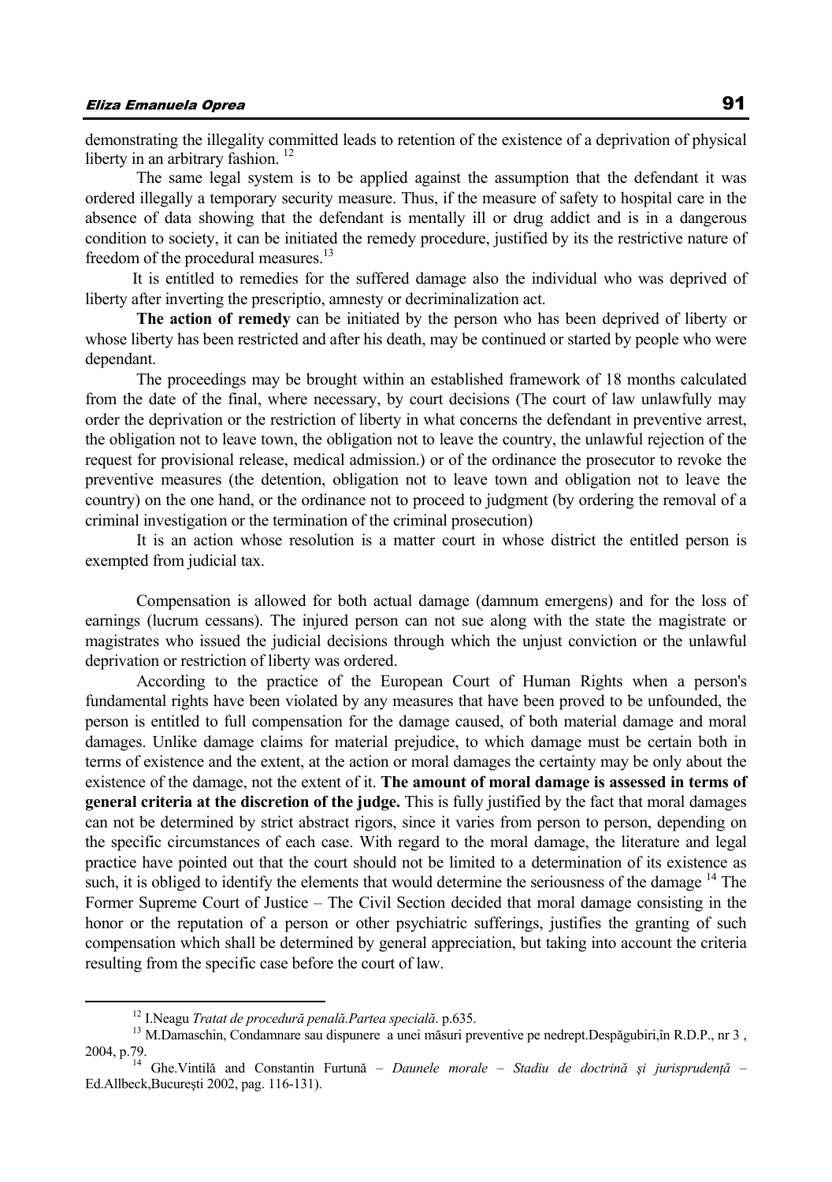demonstrating the illegality committed leads to retention of the existence of a deprivation of physical liberty in an arbitrary fashion. [12]

The same legal system is to be applied against the assumption that the defendant it was ordered illegally a temporary security measure. Thus, if the measure of safety to hospital care in the absence of data showing that the defendant is mentally ill or drug addict and is in a dangerous condition to society, it can be initiated the remedy procedure, justified by its the restrictive nature of freedom of the procedural measures.[13]

It is entitled to remedies for the suffered damage also the individual who was deprived of liberty after inverting the prescriptio, amnesty or decriminalization act.

**The action of remedy** can be initiated by the person who has been deprived of liberty or whose liberty has been restricted and after his death, may be continued or started by people who were dependant.

The proceedings may be brought within an established framework of 18 months calculated from the date of the final, where necessary, by court decisions (The court of law unlawfully may order the deprivation or the restriction of liberty in what concerns the defendant in preventive arrest, the obligation not to leave town, the obligation not to leave the country, the unlawful rejection of the request for provisional release, medical admission.) or of the ordinance the prosecutor to revoke the preventive measures (the detention, obligation not to leave town and obligation not to leave the country) on the one hand, or the ordinance not to proceed to judgment (by ordering the removal of a criminal investigation or the termination of the criminal prosecution)

It is an action whose resolution is a matter court in whose district the entitled person is exempted from judicial tax.

Compensation is allowed for both actual damage (damnum emergens) and for the loss of earnings (lucrum cessans). The injured person can not sue along with the state the magistrate or magistrates who issued the judicial decisions through which the unjust conviction or the unlawful deprivation or restriction of liberty was ordered.

According to the practice of the European Court of Human Rights when a person's fundamental rights have been violated by any measures that have been proved to be unfounded, the person is entitled to full compensation for the damage caused, of both material damage and moral damages. Unlike damage claims for material prejudice, to which damage must be certain both in terms of existence and the extent, at the action or moral damages the certainty may be only about the existence of the damage, not the extent of it. **The amount of moral damage is assessed in terms of general criteria at the discretion of the judge.** This is fully justified by the fact that moral damages can not be determined by strict abstract rigors, since it varies from person to person, depending on the specific circumstances of each case. With regard to the moral damage, the literature and legal practice have pointed out that the court should not be limited to a determination of its existence as such, it is obliged to identify the elements that would determine the seriousness of the damage [14] The Former Supreme Court of Justice – The Civil Section decided that moral damage consisting in the honor or the reputation of a person or other psychiatric sufferings, justifies the granting of such compensation which shall be determined by general appreciation, but taking into account the criteria resulting from the specific case before the court of law.

---

[12] I.Neagu *Tratat de procedură penală.Partea specială*. p.635.

[13] M.Damaschin, Condamnare sau dispunere a unei măsuri preventive pe nedrept.Despăgubiri,în R.D.P., nr 3 , 2004, p.79.

[14] Ghe.Vintilă and Constantin Furtună – *Daunele morale – Stadiu de doctrină şi jurisprudenţă* – Ed.Allbeck,Bucureşti 2002, pag. 116-131).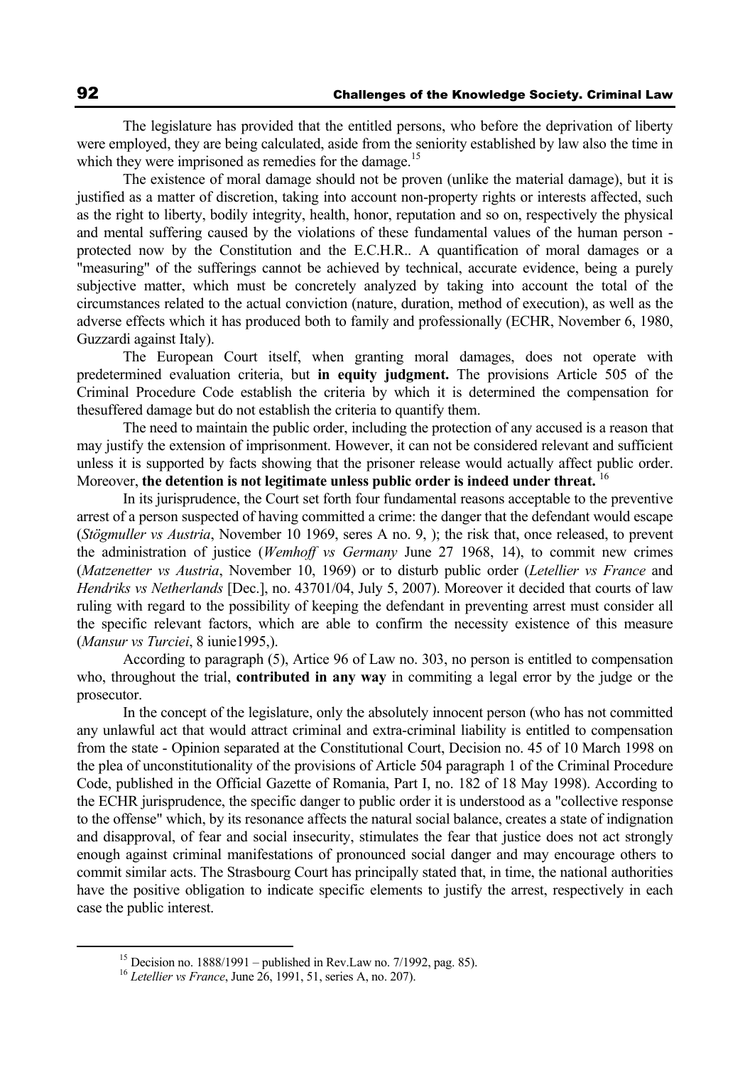The legislature has provided that the entitled persons, who before the deprivation of liberty were employed, they are being calculated, aside from the seniority established by law also the time in which they were imprisoned as remedies for the damage.[15]

The existence of moral damage should not be proven (unlike the material damage), but it is justified as a matter of discretion, taking into account non-property rights or interests affected, such as the right to liberty, bodily integrity, health, honor, reputation and so on, respectively the physical and mental suffering caused by the violations of these fundamental values of the human person - protected now by the Constitution and the E.C.H.R.. A quantification of moral damages or a "measuring" of the sufferings cannot be achieved by technical, accurate evidence, being a purely subjective matter, which must be concretely analyzed by taking into account the total of the circumstances related to the actual conviction (nature, duration, method of execution), as well as the adverse effects which it has produced both to family and professionally (ECHR, November 6, 1980, Guzzardi against Italy).

The European Court itself, when granting moral damages, does not operate with predetermined evaluation criteria, but **in equity judgment.** The provisions Article 505 of the Criminal Procedure Code establish the criteria by which it is determined the compensation for thesuffered damage but do not establish the criteria to quantify them.

The need to maintain the public order, including the protection of any accused is a reason that may justify the extension of imprisonment. However, it can not be considered relevant and sufficient unless it is supported by facts showing that the prisoner release would actually affect public order. Moreover, **the detention is not legitimate unless public order is indeed under threat.** [16]

In its jurisprudence, the Court set forth four fundamental reasons acceptable to the preventive arrest of a person suspected of having committed a crime: the danger that the defendant would escape (*Stögmuller vs Austria*, November 10 1969, seres A no. 9, ); the risk that, once released, to prevent the administration of justice (*Wemhoff vs Germany* June 27 1968, 14), to commit new crimes (*Matzenetter vs Austria*, November 10, 1969) or to disturb public order (*Letellier vs France* and *Hendriks vs Netherlands* [Dec.], no. 43701/04, July 5, 2007). Moreover it decided that courts of law ruling with regard to the possibility of keeping the defendant in preventing arrest must consider all the specific relevant factors, which are able to confirm the necessity existence of this measure (*Mansur vs Turciei*, 8 iunie1995,).

According to paragraph (5), Artice 96 of Law no. 303, no person is entitled to compensation who, throughout the trial, **contributed in any way** in commiting a legal error by the judge or the prosecutor.

In the concept of the legislature, only the absolutely innocent person (who has not committed any unlawful act that would attract criminal and extra-criminal liability is entitled to compensation from the state - Opinion separated at the Constitutional Court, Decision no. 45 of 10 March 1998 on the plea of unconstitutionality of the provisions of Article 504 paragraph 1 of the Criminal Procedure Code, published in the Official Gazette of Romania, Part I, no. 182 of 18 May 1998). According to the ECHR jurisprudence, the specific danger to public order it is understood as a "collective response to the offense" which, by its resonance affects the natural social balance, creates a state of indignation and disapproval, of fear and social insecurity, stimulates the fear that justice does not act strongly enough against criminal manifestations of pronounced social danger and may encourage others to commit similar acts. The Strasbourg Court has principally stated that, in time, the national authorities have the positive obligation to indicate specific elements to justify the arrest, respectively in each case the public interest.

---

[15] Decision no. 1888/1991 – published in Rev.Law no. 7/1992, pag. 85).

[16] *Letellier vs France*, June 26, 1991, 51, series A, no. 207).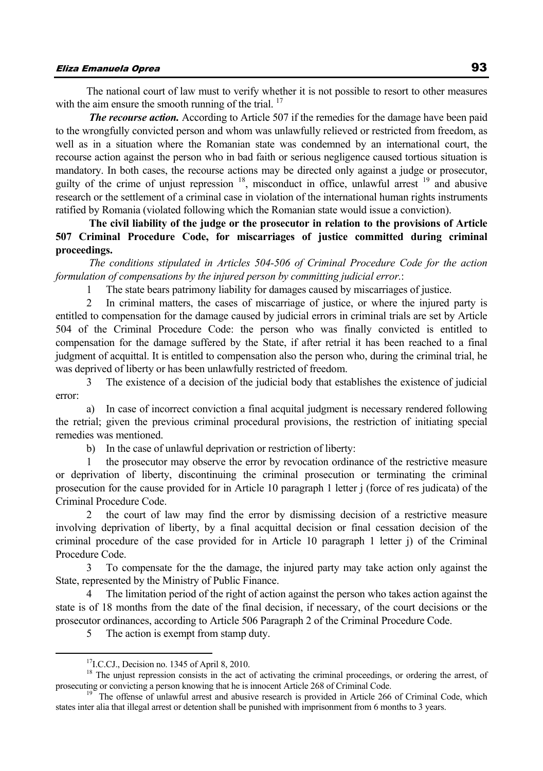The national court of law must to verify whether it is not possible to resort to other measures with the aim ensure the smooth running of the trial. [17]

***The recourse action.*** According to Article 507 if the remedies for the damage have been paid to the wrongfully convicted person and whom was unlawfully relieved or restricted from freedom, as well as in a situation where the Romanian state was condemned by an international court, the recourse action against the person who in bad faith or serious negligence caused tortious situation is mandatory. In both cases, the recourse actions may be directed only against a judge or prosecutor, guilty of the crime of unjust repression [18], misconduct in office, unlawful arrest [19] and abusive research or the settlement of a criminal case in violation of the international human rights instruments ratified by Romania (violated following which the Romanian state would issue a conviction).

**The civil liability of the judge or the prosecutor in relation to the provisions of Article 507 Criminal Procedure Code, for miscarriages of justice committed during criminal proceedings.**

*The conditions stipulated in Articles 504-506 of Criminal Procedure Code for the action formulation of compensations by the injured person by committing judicial error.*:

1 The state bears patrimony liability for damages caused by miscarriages of justice.

2 In criminal matters, the cases of miscarriage of justice, or where the injured party is entitled to compensation for the damage caused by judicial errors in criminal trials are set by Article 504 of the Criminal Procedure Code: the person who was finally convicted is entitled to compensation for the damage suffered by the State, if after retrial it has been reached to a final judgment of acquittal. It is entitled to compensation also the person who, during the criminal trial, he was deprived of liberty or has been unlawfully restricted of freedom.

3 The existence of a decision of the judicial body that establishes the existence of judicial error:

a) In case of incorrect conviction a final acquital judgment is necessary rendered following the retrial; given the previous criminal procedural provisions, the restriction of initiating special remedies was mentioned.

b) In the case of unlawful deprivation or restriction of liberty:

1 the prosecutor may observe the error by revocation ordinance of the restrictive measure or deprivation of liberty, discontinuing the criminal prosecution or terminating the criminal prosecution for the cause provided for in Article 10 paragraph 1 letter j (force of res judicata) of the Criminal Procedure Code.

2 the court of law may find the error by dismissing decision of a restrictive measure involving deprivation of liberty, by a final acquittal decision or final cessation decision of the criminal procedure of the case provided for in Article 10 paragraph 1 letter j) of the Criminal Procedure Code.

3 To compensate for the the damage, the injured party may take action only against the State, represented by the Ministry of Public Finance.

4 The limitation period of the right of action against the person who takes action against the state is of 18 months from the date of the final decision, if necessary, of the court decisions or the prosecutor ordinances, according to Article 506 Paragraph 2 of the Criminal Procedure Code.

5 The action is exempt from stamp duty.

---

[17] I.C.CJ., Decision no. 1345 of April 8, 2010.

[18] The unjust repression consists in the act of activating the criminal proceedings, or ordering the arrest, of prosecuting or convicting a person knowing that he is innocent Article 268 of Criminal Code.

[19] The offense of unlawful arrest and abusive research is provided in Article 266 of Criminal Code, which states inter alia that illegal arrest or detention shall be punished with imprisonment from 6 months to 3 years.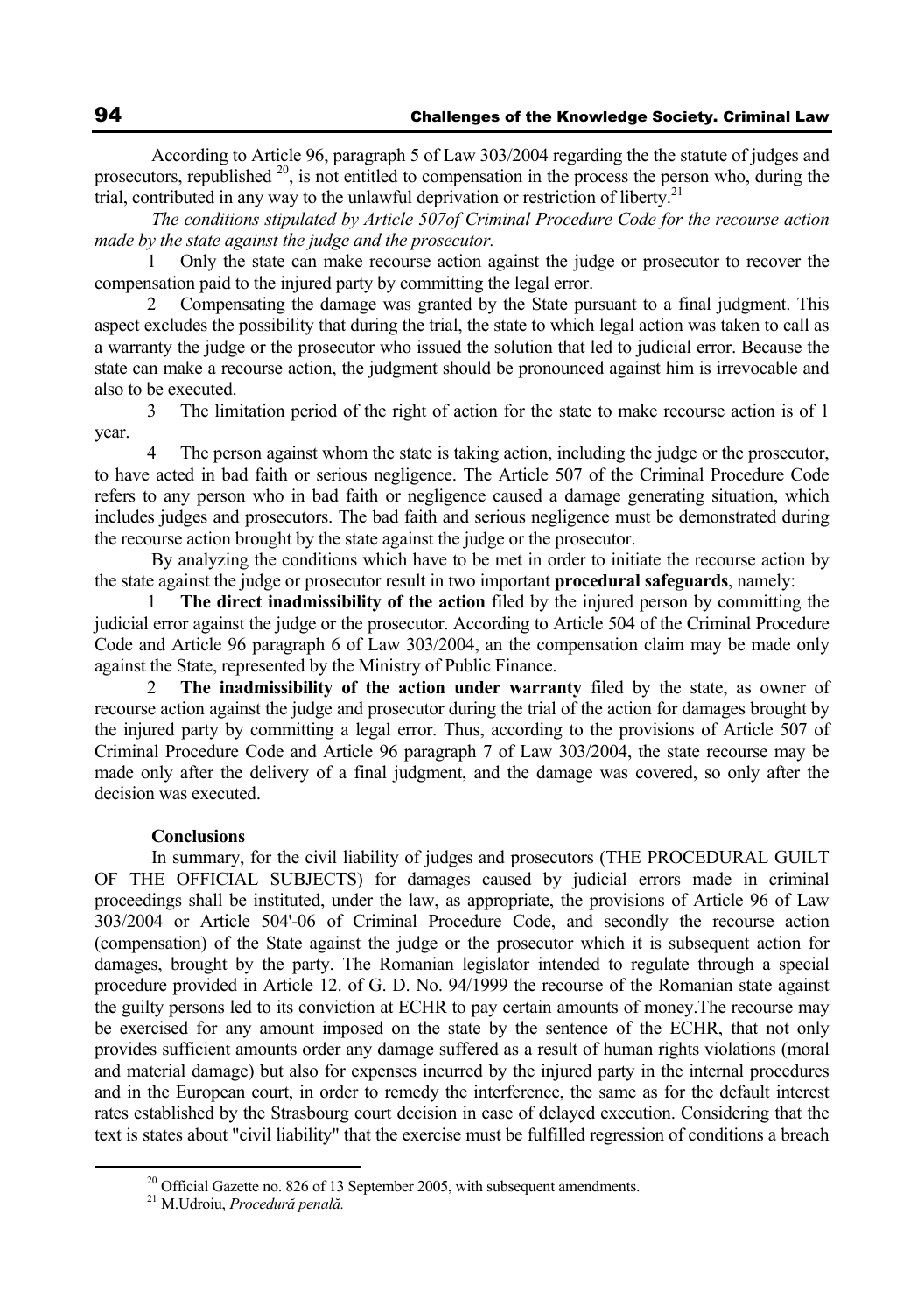According to Article 96, paragraph 5 of Law 303/2004 regarding the the statute of judges and prosecutors, republished [20], is not entitled to compensation in the process the person who, during the trial, contributed in any way to the unlawful deprivation or restriction of liberty.[21]

*The conditions stipulated by Article 507of Criminal Procedure Code for the recourse action made by the state against the judge and the prosecutor.*

1 Only the state can make recourse action against the judge or prosecutor to recover the compensation paid to the injured party by committing the legal error.

2 Compensating the damage was granted by the State pursuant to a final judgment. This aspect excludes the possibility that during the trial, the state to which legal action was taken to call as a warranty the judge or the prosecutor who issued the solution that led to judicial error. Because the state can make a recourse action, the judgment should be pronounced against him is irrevocable and also to be executed.

3 The limitation period of the right of action for the state to make recourse action is of 1 year.

4 The person against whom the state is taking action, including the judge or the prosecutor, to have acted in bad faith or serious negligence. The Article 507 of the Criminal Procedure Code refers to any person who in bad faith or negligence caused a damage generating situation, which includes judges and prosecutors. The bad faith and serious negligence must be demonstrated during the recourse action brought by the state against the judge or the prosecutor.

By analyzing the conditions which have to be met in order to initiate the recourse action by the state against the judge or prosecutor result in two important **procedural safeguards**, namely:

1 **The direct inadmissibility of the action** filed by the injured person by committing the judicial error against the judge or the prosecutor. According to Article 504 of the Criminal Procedure Code and Article 96 paragraph 6 of Law 303/2004, an the compensation claim may be made only against the State, represented by the Ministry of Public Finance.

2 **The inadmissibility of the action under warranty** filed by the state, as owner of recourse action against the judge and prosecutor during the trial of the action for damages brought by the injured party by committing a legal error. Thus, according to the provisions of Article 507 of Criminal Procedure Code and Article 96 paragraph 7 of Law 303/2004, the state recourse may be made only after the delivery of a final judgment, and the damage was covered, so only after the decision was executed.

**Conclusions**

In summary, for the civil liability of judges and prosecutors (THE PROCEDURAL GUILT OF THE OFFICIAL SUBJECTS) for damages caused by judicial errors made in criminal proceedings shall be instituted, under the law, as appropriate, the provisions of Article 96 of Law 303/2004 or Article 504'-06 of Criminal Procedure Code, and secondly the recourse action (compensation) of the State against the judge or the prosecutor which it is subsequent action for damages, brought by the party. The Romanian legislator intended to regulate through a special procedure provided in Article 12. of G. D. No. 94/1999 the recourse of the Romanian state against the guilty persons led to its conviction at ECHR to pay certain amounts of money.The recourse may be exercised for any amount imposed on the state by the sentence of the ECHR, that not only provides sufficient amounts order any damage suffered as a result of human rights violations (moral and material damage) but also for expenses incurred by the injured party in the internal procedures and in the European court, in order to remedy the interference, the same as for the default interest rates established by the Strasbourg court decision in case of delayed execution. Considering that the text is states about "civil liability" that the exercise must be fulfilled regression of conditions a breach

[20] Official Gazette no. 826 of 13 September 2005, with subsequent amendments.

[21] M.Udroiu, *Procedură penală.*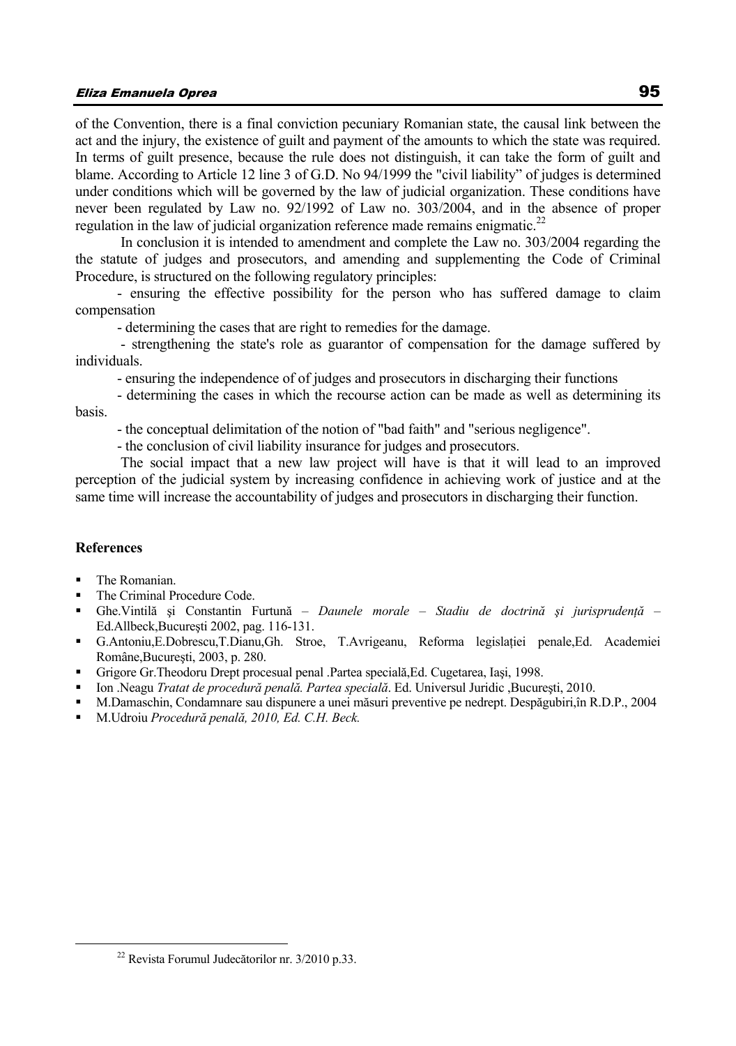of the Convention, there is a final conviction pecuniary Romanian state, the causal link between the act and the injury, the existence of guilt and payment of the amounts to which the state was required. In terms of guilt presence, because the rule does not distinguish, it can take the form of guilt and blame. According to Article 12 line 3 of G.D. No 94/1999 the "civil liability" of judges is determined under conditions which will be governed by the law of judicial organization. These conditions have never been regulated by Law no. 92/1992 of Law no. 303/2004, and in the absence of proper regulation in the law of judicial organization reference made remains enigmatic.[22]

In conclusion it is intended to amendment and complete the Law no. 303/2004 regarding the the statute of judges and prosecutors, and amending and supplementing the Code of Criminal Procedure, is structured on the following regulatory principles:

- ensuring the effective possibility for the person who has suffered damage to claim compensation
- determining the cases that are right to remedies for the damage.
- strengthening the state's role as guarantor of compensation for the damage suffered by individuals.
- ensuring the independence of of judges and prosecutors in discharging their functions
- determining the cases in which the recourse action can be made as well as determining its basis.
- the conceptual delimitation of the notion of "bad faith" and "serious negligence".
- the conclusion of civil liability insurance for judges and prosecutors.

The social impact that a new law project will have is that it will lead to an improved perception of the judicial system by increasing confidence in achieving work of justice and at the same time will increase the accountability of judges and prosecutors in discharging their function.

## References

- The Romanian.
- The Criminal Procedure Code.
- Ghe.Vintilă şi Constantin Furtună – *Daunele morale – Stadiu de doctrină şi jurisprudenţă* – Ed.Allbeck,Bucureşti 2002, pag. 116-131.
- G.Antoniu,E.Dobrescu,T.Dianu,Gh. Stroe, T.Avrigeanu, Reforma legislaţiei penale,Ed. Academiei Române,Bucureşti, 2003, p. 280.
- Grigore Gr.Theodoru Drept procesual penal .Partea specială,Ed. Cugetarea, Iaşi, 1998.
- Ion .Neagu *Tratat de procedură penală. Partea specială*. Ed. Universul Juridic ,Bucureşti, 2010.
- M.Damaschin, Condamnare sau dispunere a unei măsuri preventive pe nedrept. Despăgubiri,în R.D.P., 2004
- M.Udroiu *Procedură penală, 2010, Ed. C.H. Beck.*

[22] Revista Forumul Judecătorilor nr. 3/2010 p.33.